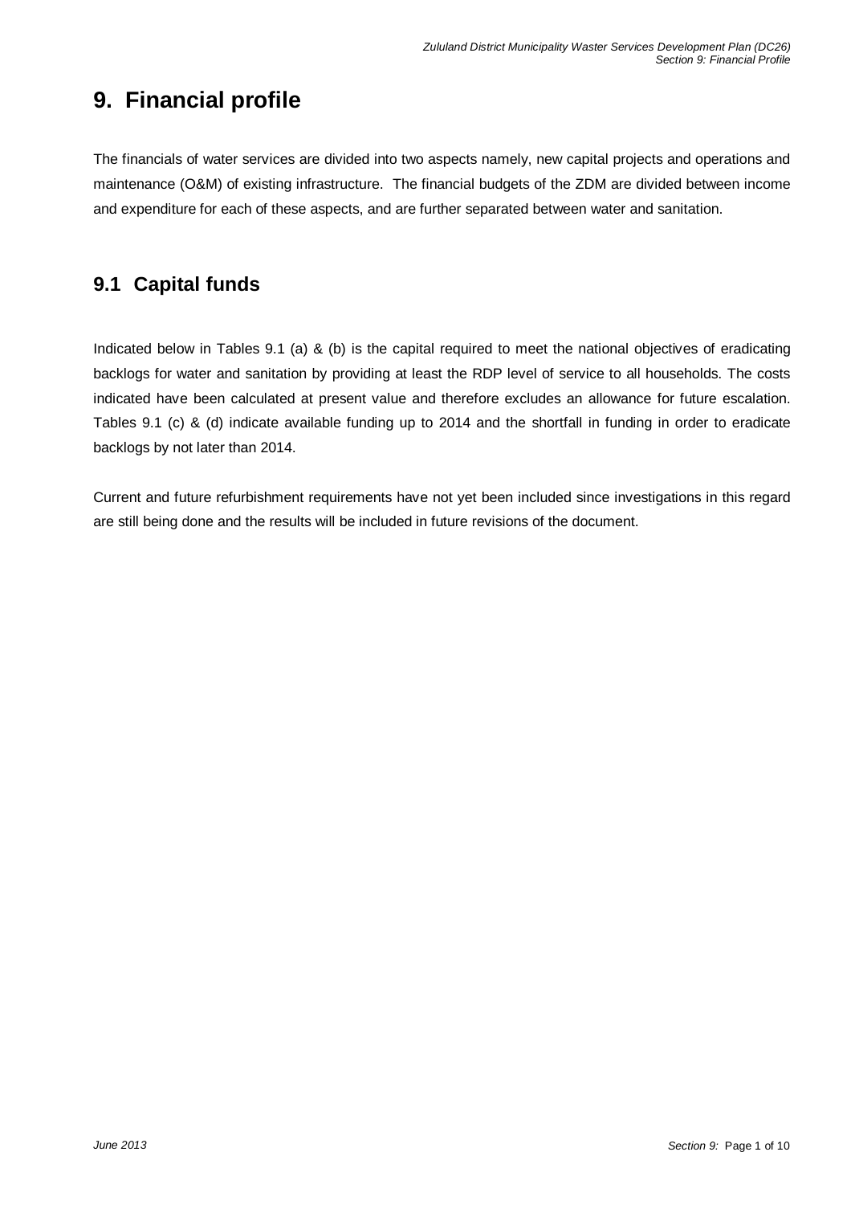# 9. Financial profile

The financials of water services are divided into two aspects namely, new capital projects and operations and maintenance (O&M) of existing infrastructure. The financial budgets of the ZDM are divided between income and expenditure for each of these aspects, and are further separated between water and sanitation.

## 9.1 Capital funds

Indicated below in Tables 9.1 (a) & (b) is the capital required to meet the national objectives of eradicating backlogs for water and sanitation by providing at least the RDP level of service to all households. The costs indicated have been calculated at present value and therefore excludes an allowance for future escalation. Tables 9.1 (c) & (d) indicate available funding up to 2014 and the shortfall in funding in order to eradicate backlogs by not later than 2014.

Current and future refurbishment requirements have not yet been included since investigations in this regard are still being done and the results will be included in future revisions of the document.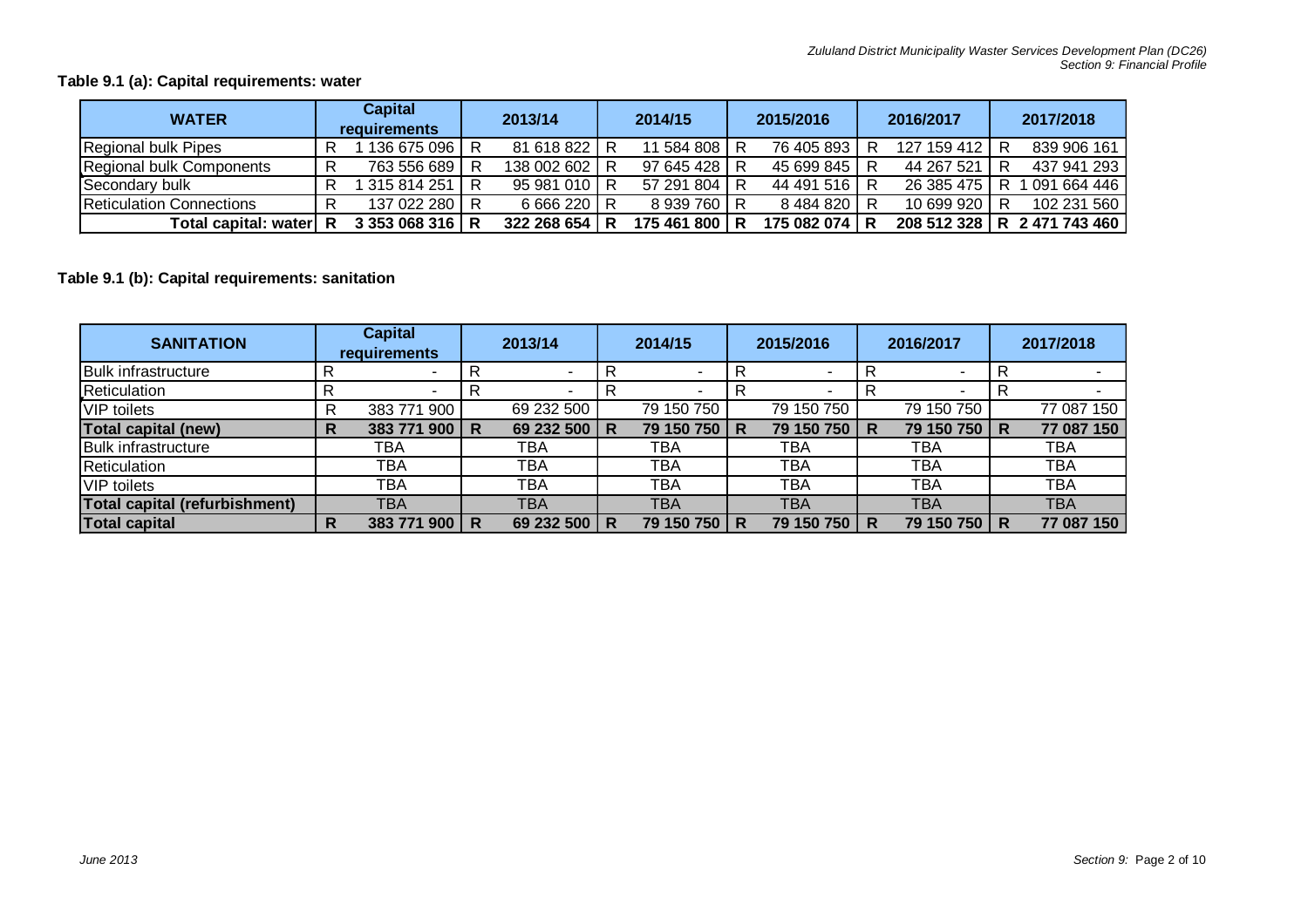**Table 9.1 (a): Capital requirements: water**

| WATER | Capital requirements | 2013/14 | 2014/15 | 2015/2016 | 2016/2017 | 2017/2018 |
|---|---|---|---|---|---|---|
| Regional bulk Pipes | R 1 136 675 096 | R 81 618 822 | R 11 584 808 | R 76 405 893 | R 127 159 412 | R 839 906 161 |
| Regional bulk Components | R 763 556 689 | R 138 002 602 | R 97 645 428 | R 45 699 845 | R 44 267 521 | R 437 941 293 |
| Secondary bulk | R 1 315 814 251 | R 95 981 010 | R 57 291 804 | R 44 491 516 | R 26 385 475 | R 1 091 664 446 |
| Reticulation Connections | R 137 022 280 | R 6 666 220 | R 8 939 760 | R 8 484 820 | R 10 699 920 | R 102 231 560 |
| **Total capital: water** | **R 3 353 068 316** | **R 322 268 654** | **R 175 461 800** | **R 175 082 074** | **R 208 512 328** | **R 2 471 743 460** |

**Table 9.1 (b): Capital requirements: sanitation**

| SANITATION | Capital requirements | 2013/14 | 2014/15 | 2015/2016 | 2016/2017 | 2017/2018 |
|---|---|---|---|---|---|---|
| Bulk infrastructure | R - | R - | R - | R - | R - | R - |
| Reticulation | R - | R - | R - | R - | R - | R - |
| VIP toilets | R 383 771 900 | 69 232 500 | 79 150 750 | 79 150 750 | 79 150 750 | 77 087 150 |
| **Total capital (new)** | **R 383 771 900** | **R 69 232 500** | **R 79 150 750** | **R 79 150 750** | **R 79 150 750** | **R 77 087 150** |
| Bulk infrastructure | TBA | TBA | TBA | TBA | TBA | TBA |
| Reticulation | TBA | TBA | TBA | TBA | TBA | TBA |
| VIP toilets | TBA | TBA | TBA | TBA | TBA | TBA |
| **Total capital (refurbishment)** | TBA | TBA | TBA | TBA | TBA | TBA |
| **Total capital** | **R 383 771 900** | **R 69 232 500** | **R 79 150 750** | **R 79 150 750** | **R 79 150 750** | **R 77 087 150** |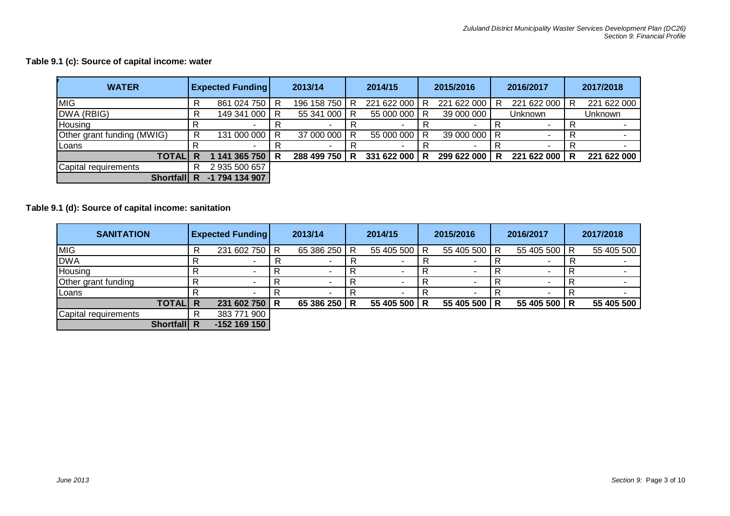**Table 9.1 (c): Source of capital income: water**

| WATER | Expected Funding | 2013/14 | 2014/15 | 2015/2016 | 2016/2017 | 2017/2018 |
|---|---|---|---|---|---|---|
| MIG | R 861 024 750 | R 196 158 750 | R 221 622 000 | R 221 622 000 | R 221 622 000 | R 221 622 000 |
| DWA (RBIG) | R 149 341 000 | R 55 341 000 | R 55 000 000 | R 39 000 000 | Unknown | Unknown |
| Housing | R - | R - | R - | R - | R - | R - |
| Other grant funding (MWIG) | R 131 000 000 | R 37 000 000 | R 55 000 000 | R 39 000 000 | R - | R - |
| Loans | R - | R - | R - | R - | R - | R - |
| **TOTAL** | **R 1 141 365 750** | **R 288 499 750** | **R 331 622 000** | **R 299 622 000** | **R 221 622 000** | **R 221 622 000** |
| Capital requirements | R 2 935 500 657 | | | | | |
| **Shortfall** | **R -1 794 134 907** | | | | | |

**Table 9.1 (d): Source of capital income: sanitation**

| SANITATION | Expected Funding | 2013/14 | 2014/15 | 2015/2016 | 2016/2017 | 2017/2018 |
|---|---|---|---|---|---|---|
| MIG | R 231 602 750 | R 65 386 250 | R 55 405 500 | R 55 405 500 | R 55 405 500 | R 55 405 500 |
| DWA | R - | R - | R - | R - | R - | R - |
| Housing | R - | R - | R - | R - | R - | R - |
| Other grant funding | R - | R - | R - | R - | R - | R - |
| Loans | R - | R - | R - | R - | R - | R - |
| **TOTAL** | **R 231 602 750** | **R 65 386 250** | **R 55 405 500** | **R 55 405 500** | **R 55 405 500** | **R 55 405 500** |
| Capital requirements | R 383 771 900 | | | | | |
| **Shortfall** | **R -152 169 150** | | | | | |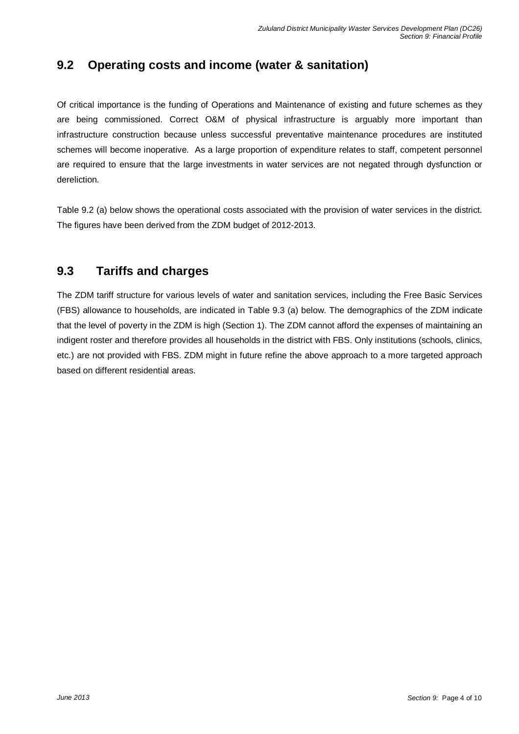## 9.2 Operating costs and income (water & sanitation)

Of critical importance is the funding of Operations and Maintenance of existing and future schemes as they are being commissioned. Correct O&M of physical infrastructure is arguably more important than infrastructure construction because unless successful preventative maintenance procedures are instituted schemes will become inoperative. As a large proportion of expenditure relates to staff, competent personnel are required to ensure that the large investments in water services are not negated through dysfunction or dereliction.

Table 9.2 (a) below shows the operational costs associated with the provision of water services in the district. The figures have been derived from the ZDM budget of 2012-2013.

## 9.3 Tariffs and charges

The ZDM tariff structure for various levels of water and sanitation services, including the Free Basic Services (FBS) allowance to households, are indicated in Table 9.3 (a) below. The demographics of the ZDM indicate that the level of poverty in the ZDM is high (Section 1). The ZDM cannot afford the expenses of maintaining an indigent roster and therefore provides all households in the district with FBS. Only institutions (schools, clinics, etc.) are not provided with FBS. ZDM might in future refine the above approach to a more targeted approach based on different residential areas.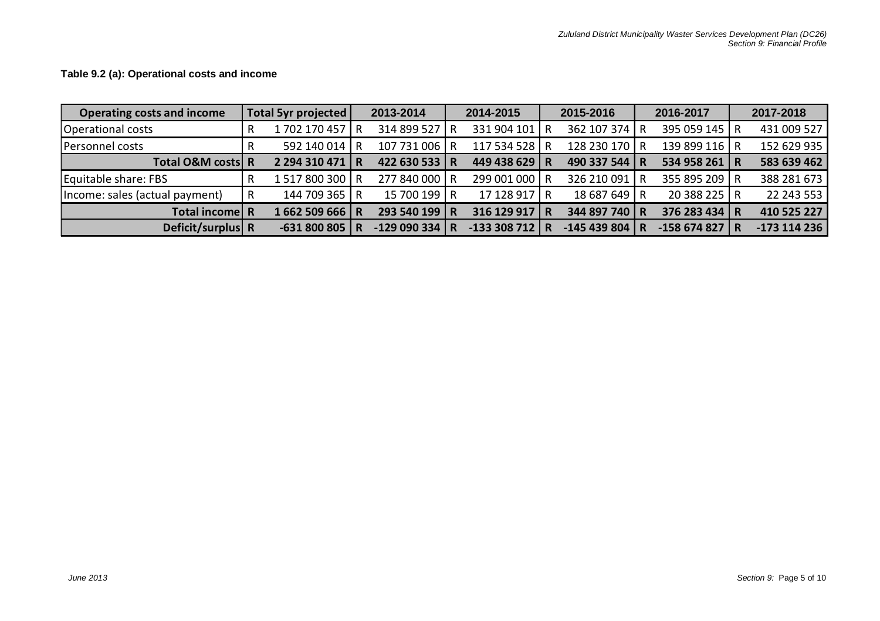**Table 9.2 (a): Operational costs and income**

| Operating costs and income | | Total 5yr projected | | 2013-2014 | | 2014-2015 | | 2015-2016 | | 2016-2017 | | 2017-2018 |
|---|---|---|---|---|---|---|---|---|---|---|---|---|
| Operational costs | R | 1 702 170 457 | R | 314 899 527 | R | 331 904 101 | R | 362 107 374 | R | 395 059 145 | R | 431 009 527 |
| Personnel costs | R | 592 140 014 | R | 107 731 006 | R | 117 534 528 | R | 128 230 170 | R | 139 899 116 | R | 152 629 935 |
| **Total O&M costs** | **R** | **2 294 310 471** | **R** | **422 630 533** | **R** | **449 438 629** | **R** | **490 337 544** | **R** | **534 958 261** | **R** | **583 639 462** |
| Equitable share: FBS | R | 1 517 800 300 | R | 277 840 000 | R | 299 001 000 | R | 326 210 091 | R | 355 895 209 | R | 388 281 673 |
| Income: sales (actual payment) | R | 144 709 365 | R | 15 700 199 | R | 17 128 917 | R | 18 687 649 | R | 20 388 225 | R | 22 243 553 |
| **Total income** | **R** | **1 662 509 666** | **R** | **293 540 199** | **R** | **316 129 917** | **R** | **344 897 740** | **R** | **376 283 434** | **R** | **410 525 227** |
| **Deficit/surplus** | **R** | **-631 800 805** | **R** | **-129 090 334** | **R** | **-133 308 712** | **R** | **-145 439 804** | **R** | **-158 674 827** | **R** | **-173 114 236** |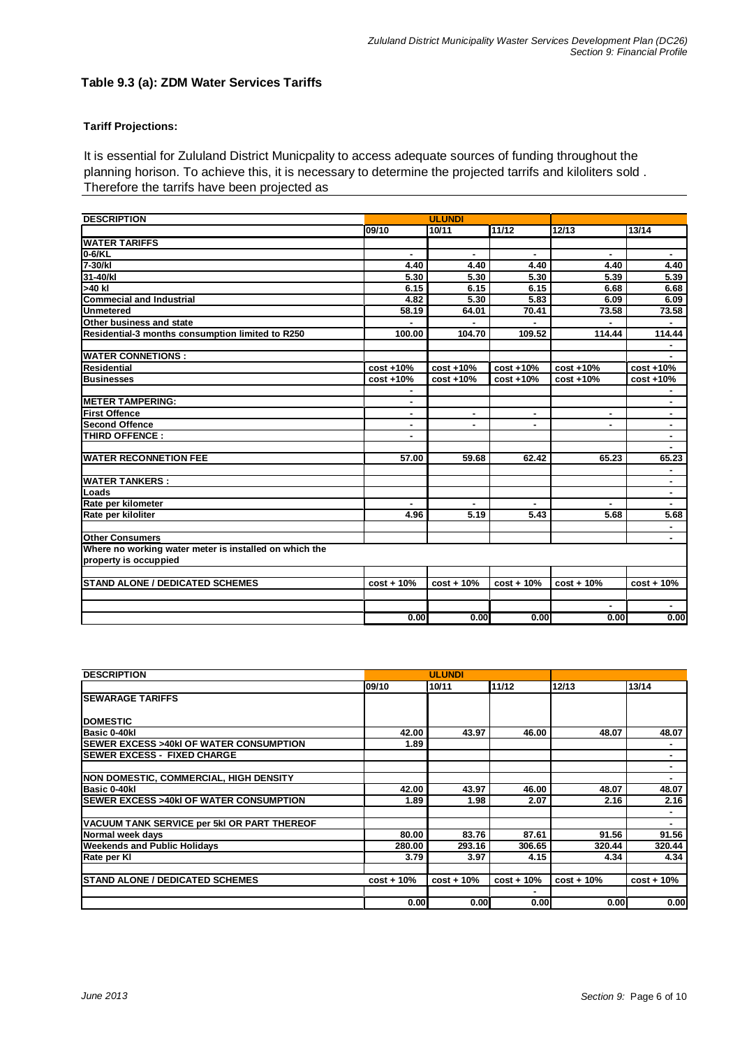## Table 9.3 (a): ZDM Water Services Tariffs

**Tariff Projections:**

It is essential for Zululand District Municpality to access adequate sources of funding throughout the planning horison. To achieve this, it is necessary to determine the projected tarrifs and kiloliters sold . Therefore the tarrifs have been projected as

| DESCRIPTION | ULUNDI | | | | |
|---|---|---|---|---|---|
| | 09/10 | 10/11 | 11/12 | 12/13 | 13/14 |
| **WATER TARIFFS** | | | | | |
| **0-6/KL** | - | - | - | - | - |
| **7-30/kl** | 4.40 | 4.40 | 4.40 | 4.40 | 4.40 |
| **31-40/kl** | 5.30 | 5.30 | 5.30 | 5.39 | 5.39 |
| **>40 kl** | 6.15 | 6.15 | 6.15 | 6.68 | 6.68 |
| **Commecial and Industrial** | 4.82 | 5.30 | 5.83 | 6.09 | 6.09 |
| **Unmetered** | 58.19 | 64.01 | 70.41 | 73.58 | 73.58 |
| **Other business and state** | - | - | - | - | - |
| **Residential-3 months consumption limited to R250** | 100.00 | 104.70 | 109.52 | 114.44 | 114.44 |
| | | | | | - |
| **WATER CONNETIONS :** | | | | | - |
| **Residential** | cost +10% | cost +10% | cost +10% | cost +10% | cost +10% |
| **Businesses** | cost +10% | cost +10% | cost +10% | cost +10% | cost +10% |
| | - | | | | - |
| **METER TAMPERING:** | - | | | | - |
| **First Offence** | - | - | - | - | - |
| **Second Offence** | - | - | - | - | - |
| **THIRD OFFENCE :** | - | | | | - |
| | | | | | - |
| **WATER RECONNETION FEE** | 57.00 | 59.68 | 62.42 | 65.23 | 65.23 |
| | | | | | - |
| **WATER TANKERS :** | | | | | - |
| **Loads** | | | | | - |
| **Rate per kilometer** | - | - | - | - | - |
| **Rate per kiloliter** | 4.96 | 5.19 | 5.43 | 5.68 | 5.68 |
| | | | | | - |
| **Other Consumers** | | | | | - |
| **Where no working water meter is installed on which the property is occuppied** | | | | | |
| | | | | | |
| **STAND ALONE / DEDICATED SCHEMES** | cost + 10% | cost + 10% | cost + 10% | cost + 10% | cost + 10% |
| | | | | | |
| | | | | - | - |
| | 0.00 | 0.00 | 0.00 | 0.00 | 0.00 |

| DESCRIPTION | ULUNDI | | | | |
|---|---|---|---|---|---|
| | 09/10 | 10/11 | 11/12 | 12/13 | 13/14 |
| **SEWARAGE TARIFFS** | | | | | |
| **DOMESTIC** | | | | | |
| **Basic 0-40kl** | 42.00 | 43.97 | 46.00 | 48.07 | 48.07 |
| **SEWER EXCESS >40kl OF WATER CONSUMPTION** | 1.89 | | | | - |
| **SEWER EXCESS - FIXED CHARGE** | | | | | - |
| | | | | | - |
| **NON DOMESTIC, COMMERCIAL, HIGH DENSITY** | | | | | - |
| **Basic 0-40kl** | 42.00 | 43.97 | 46.00 | 48.07 | 48.07 |
| **SEWER EXCESS >40kl OF WATER CONSUMPTION** | 1.89 | 1.98 | 2.07 | 2.16 | 2.16 |
| | | | | | - |
| **VACUUM TANK SERVICE per 5kl OR PART THEREOF** | | | | | - |
| **Normal week days** | 80.00 | 83.76 | 87.61 | 91.56 | 91.56 |
| **Weekends and Public Holidays** | 280.00 | 293.16 | 306.65 | 320.44 | 320.44 |
| **Rate per Kl** | 3.79 | 3.97 | 4.15 | 4.34 | 4.34 |
| | | | | | |
| **STAND ALONE / DEDICATED SCHEMES** | cost + 10% | cost + 10% | cost + 10% | cost + 10% | cost + 10% |
| | | | - | | |
| | 0.00 | 0.00 | 0.00 | 0.00 | 0.00 |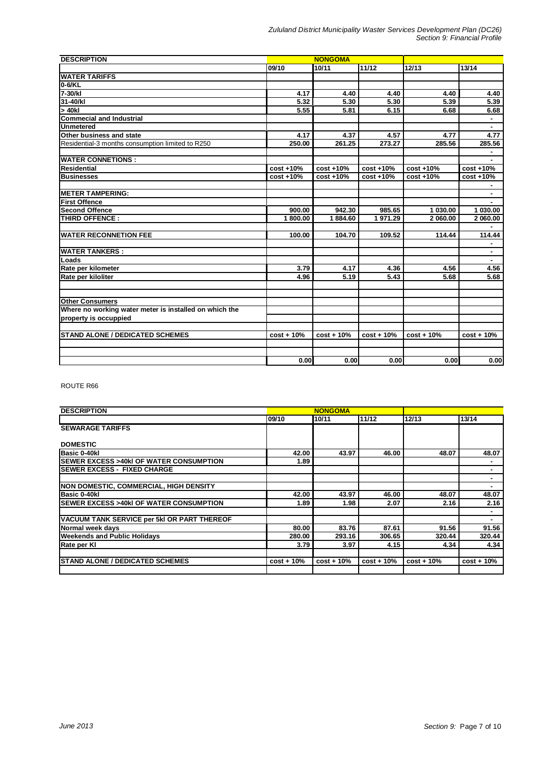| DESCRIPTION | NONGOMA | | | | |
|---|---|---|---|---|---|
| | 09/10 | 10/11 | 11/12 | 12/13 | 13/14 |
| **WATER TARIFFS** | | | | | |
| **0-6/KL** | | | | | |
| **7-30/kl** | 4.17 | 4.40 | 4.40 | 4.40 | 4.40 |
| **31-40/kl** | 5.32 | 5.30 | 5.30 | 5.39 | 5.39 |
| **> 40kl** | 5.55 | 5.81 | 6.15 | 6.68 | 6.68 |
| **Commecial and Industrial** | | | | | - |
| **Unmetered** | | | | | - |
| **Other business and state** | 4.17 | 4.37 | 4.57 | 4.77 | 4.77 |
| Residential-3 months consumption limited to R250 | 250.00 | 261.25 | 273.27 | 285.56 | 285.56 |
| | | | | | - |
| **WATER CONNETIONS :** | | | | | - |
| **Residential** | cost +10% | cost +10% | cost +10% | cost +10% | cost +10% |
| **Businesses** | cost +10% | cost +10% | cost +10% | cost +10% | cost +10% |
| | | | | | - |
| **METER TAMPERING:** | | | | | - |
| **First Offence** | | | | | - |
| **Second Offence** | 900.00 | 942.30 | 985.65 | 1 030.00 | 1 030.00 |
| **THIRD OFFENCE :** | 1 800.00 | 1 884.60 | 1 971.29 | 2 060.00 | 2 060.00 |
| | | | | | - |
| **WATER RECONNETION FEE** | 100.00 | 104.70 | 109.52 | 114.44 | 114.44 |
| | | | | | - |
| **WATER TANKERS :** | | | | | - |
| **Loads** | | | | | - |
| **Rate per kilometer** | 3.79 | 4.17 | 4.36 | 4.56 | 4.56 |
| **Rate per kiloliter** | 4.96 | 5.19 | 5.43 | 5.68 | 5.68 |
| | | | | | |
| | | | | | |
| **Other Consumers** | | | | | |
| **Where no working water meter is installed on which the** | | | | | |
| **property is occuppied** | | | | | |
| | | | | | |
| **STAND ALONE / DEDICATED SCHEMES** | cost + 10% | cost + 10% | cost + 10% | cost + 10% | cost + 10% |
| | | | | | |
| | | | | | |
| | 0.00 | 0.00 | 0.00 | 0.00 | 0.00 |

ROUTE R66

| DESCRIPTION | NONGOMA | | | | |
|---|---|---|---|---|---|
| | 09/10 | 10/11 | 11/12 | 12/13 | 13/14 |
| **SEWARAGE TARIFFS** | | | | | |
| **DOMESTIC** | | | | | |
| **Basic 0-40kl** | 42.00 | 43.97 | 46.00 | 48.07 | 48.07 |
| **SEWER EXCESS >40kl OF WATER CONSUMPTION** | 1.89 | | | | - |
| **SEWER EXCESS - FIXED CHARGE** | | | | | - |
| | | | | | - |
| **NON DOMESTIC, COMMERCIAL, HIGH DENSITY** | | | | | - |
| **Basic 0-40kl** | 42.00 | 43.97 | 46.00 | 48.07 | 48.07 |
| **SEWER EXCESS >40kl OF WATER CONSUMPTION** | 1.89 | 1.98 | 2.07 | 2.16 | 2.16 |
| | | | | | - |
| **VACUUM TANK SERVICE per 5kl OR PART THEREOF** | | | | | - |
| **Normal week days** | 80.00 | 83.76 | 87.61 | 91.56 | 91.56 |
| **Weekends and Public Holidays** | 280.00 | 293.16 | 306.65 | 320.44 | 320.44 |
| **Rate per Kl** | 3.79 | 3.97 | 4.15 | 4.34 | 4.34 |
| | | | | | |
| **STAND ALONE / DEDICATED SCHEMES** | cost + 10% | cost + 10% | cost + 10% | cost + 10% | cost + 10% |
| | | | | | |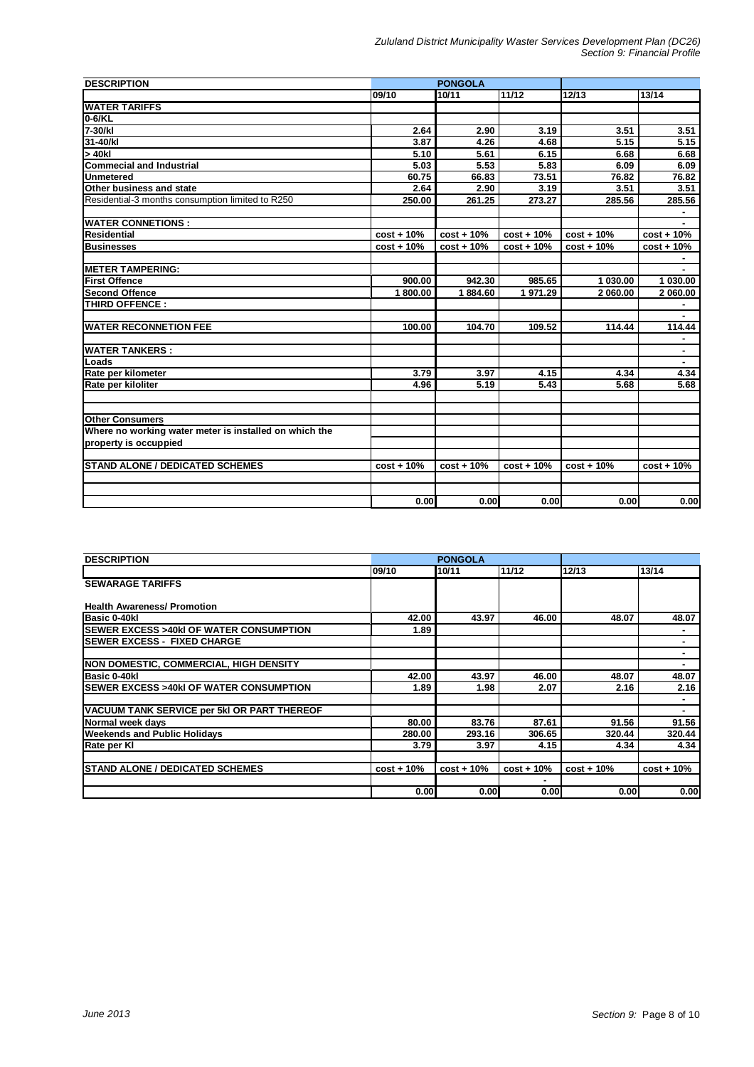| DESCRIPTION | PONGOLA | | | | |
|---|---|---|---|---|---|
| | 09/10 | 10/11 | 11/12 | 12/13 | 13/14 |
| **WATER TARIFFS** | | | | | |
| **0-6/KL** | | | | | |
| **7-30/kl** | 2.64 | 2.90 | 3.19 | 3.51 | 3.51 |
| **31-40/kl** | 3.87 | 4.26 | 4.68 | 5.15 | 5.15 |
| **> 40kl** | 5.10 | 5.61 | 6.15 | 6.68 | 6.68 |
| **Commecial and Industrial** | 5.03 | 5.53 | 5.83 | 6.09 | 6.09 |
| **Unmetered** | 60.75 | 66.83 | 73.51 | 76.82 | 76.82 |
| **Other business and state** | 2.64 | 2.90 | 3.19 | 3.51 | 3.51 |
| Residential-3 months consumption limited to R250 | 250.00 | 261.25 | 273.27 | 285.56 | 285.56 |
| | | | | | - |
| **WATER CONNETIONS :** | | | | | - |
| **Residential** | cost + 10% | cost + 10% | cost + 10% | cost + 10% | cost + 10% |
| **Businesses** | cost + 10% | cost + 10% | cost + 10% | cost + 10% | cost + 10% |
| | | | | | - |
| **METER TAMPERING:** | | | | | - |
| **First Offence** | 900.00 | 942.30 | 985.65 | 1 030.00 | 1 030.00 |
| **Second Offence** | 1 800.00 | 1 884.60 | 1 971.29 | 2 060.00 | 2 060.00 |
| **THIRD OFFENCE :** | | | | | - |
| | | | | | - |
| **WATER RECONNETION FEE** | 100.00 | 104.70 | 109.52 | 114.44 | 114.44 |
| | | | | | - |
| **WATER TANKERS :** | | | | | - |
| **Loads** | | | | | - |
| **Rate per kilometer** | 3.79 | 3.97 | 4.15 | 4.34 | 4.34 |
| **Rate per kiloliter** | 4.96 | 5.19 | 5.43 | 5.68 | 5.68 |
| | | | | | |
| **Other Consumers** | | | | | |
| **Where no working water meter is installed on which the property is occuppied** | | | | | |
| | | | | | |
| **STAND ALONE / DEDICATED SCHEMES** | cost + 10% | cost + 10% | cost + 10% | cost + 10% | cost + 10% |
| | | | | | |
| | 0.00 | 0.00 | 0.00 | 0.00 | 0.00 |

| DESCRIPTION | PONGOLA | | | | |
|---|---|---|---|---|---|
| | 09/10 | 10/11 | 11/12 | 12/13 | 13/14 |
| **SEWARAGE TARIFFS** | | | | | |
| **Health Awareness/ Promotion** | | | | | |
| **Basic 0-40kl** | 42.00 | 43.97 | 46.00 | 48.07 | 48.07 |
| **SEWER EXCESS >40kl OF WATER CONSUMPTION** | 1.89 | | | | - |
| **SEWER EXCESS - FIXED CHARGE** | | | | | - |
| | | | | | - |
| **NON DOMESTIC, COMMERCIAL, HIGH DENSITY** | | | | | - |
| **Basic 0-40kl** | 42.00 | 43.97 | 46.00 | 48.07 | 48.07 |
| **SEWER EXCESS >40kl OF WATER CONSUMPTION** | 1.89 | 1.98 | 2.07 | 2.16 | 2.16 |
| | | | | | - |
| **VACUUM TANK SERVICE per 5kl OR PART THEREOF** | | | | | - |
| **Normal week days** | 80.00 | 83.76 | 87.61 | 91.56 | 91.56 |
| **Weekends and Public Holidays** | 280.00 | 293.16 | 306.65 | 320.44 | 320.44 |
| **Rate per Kl** | 3.79 | 3.97 | 4.15 | 4.34 | 4.34 |
| | | | | | |
| **STAND ALONE / DEDICATED SCHEMES** | cost + 10% | cost + 10% | cost + 10% | cost + 10% | cost + 10% |
| | | | - | | |
| | 0.00 | 0.00 | 0.00 | 0.00 | 0.00 |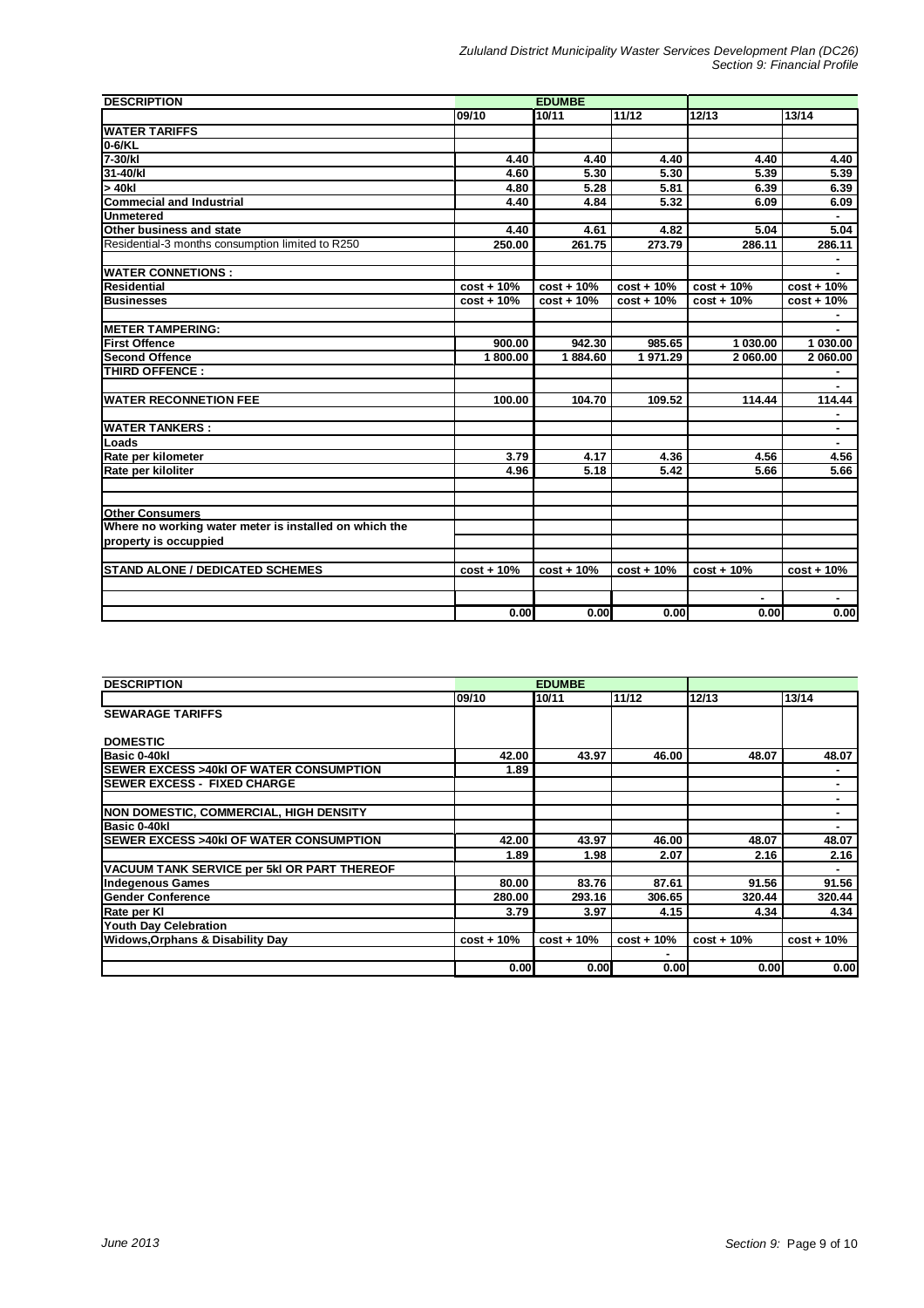| DESCRIPTION | EDUMBE | | | | |
|---|---|---|---|---|---|
| | 09/10 | 10/11 | 11/12 | 12/13 | 13/14 |
| **WATER TARIFFS** | | | | | |
| **0-6/KL** | | | | | |
| **7-30/kl** | 4.40 | 4.40 | 4.40 | 4.40 | 4.40 |
| **31-40/kl** | 4.60 | 5.30 | 5.30 | 5.39 | 5.39 |
| **> 40kl** | 4.80 | 5.28 | 5.81 | 6.39 | 6.39 |
| **Commecial and Industrial** | 4.40 | 4.84 | 5.32 | 6.09 | 6.09 |
| **Unmetered** | | | | | - |
| **Other business and state** | 4.40 | 4.61 | 4.82 | 5.04 | 5.04 |
| Residential-3 months consumption limited to R250 | 250.00 | 261.75 | 273.79 | 286.11 | 286.11 |
| | | | | | - |
| **WATER CONNETIONS :** | | | | | - |
| **Residential** | cost + 10% | cost + 10% | cost + 10% | cost + 10% | cost + 10% |
| **Businesses** | cost + 10% | cost + 10% | cost + 10% | cost + 10% | cost + 10% |
| | | | | | - |
| **METER TAMPERING:** | | | | | - |
| **First Offence** | 900.00 | 942.30 | 985.65 | 1 030.00 | 1 030.00 |
| **Second Offence** | 1 800.00 | 1 884.60 | 1 971.29 | 2 060.00 | 2 060.00 |
| **THIRD OFFENCE :** | | | | | - |
| | | | | | - |
| **WATER RECONNETION FEE** | 100.00 | 104.70 | 109.52 | 114.44 | 114.44 |
| | | | | | - |
| **WATER TANKERS :** | | | | | - |
| **Loads** | | | | | - |
| **Rate per kilometer** | 3.79 | 4.17 | 4.36 | 4.56 | 4.56 |
| **Rate per kiloliter** | 4.96 | 5.18 | 5.42 | 5.66 | 5.66 |
| | | | | | |
| | | | | | |
| **Other Consumers** | | | | | |
| **Where no working water meter is installed on which the property is occuppied** | | | | | |
| | | | | | |
| **STAND ALONE / DEDICATED SCHEMES** | cost + 10% | cost + 10% | cost + 10% | cost + 10% | cost + 10% |
| | | | | | |
| | | | | - | - |
| | 0.00 | 0.00 | 0.00 | 0.00 | 0.00 |

| DESCRIPTION | EDUMBE | | | | |
|---|---|---|---|---|---|
| | 09/10 | 10/11 | 11/12 | 12/13 | 13/14 |
| **SEWARAGE TARIFFS** | | | | | |
| **DOMESTIC** | | | | | |
| **Basic 0-40kl** | 42.00 | 43.97 | 46.00 | 48.07 | 48.07 |
| **SEWER EXCESS >40kl OF WATER CONSUMPTION** | 1.89 | | | | - |
| **SEWER EXCESS - FIXED CHARGE** | | | | | - |
| | | | | | - |
| **NON DOMESTIC, COMMERCIAL, HIGH DENSITY** | | | | | - |
| **Basic 0-40kl** | | | | | - |
| **SEWER EXCESS >40kl OF WATER CONSUMPTION** | 42.00 | 43.97 | 46.00 | 48.07 | 48.07 |
| | 1.89 | 1.98 | 2.07 | 2.16 | 2.16 |
| **VACUUM TANK SERVICE per 5kl OR PART THEREOF** | | | | | - |
| **Indegenous Games** | 80.00 | 83.76 | 87.61 | 91.56 | 91.56 |
| **Gender Conference** | 280.00 | 293.16 | 306.65 | 320.44 | 320.44 |
| **Rate per Kl** | 3.79 | 3.97 | 4.15 | 4.34 | 4.34 |
| **Youth Day Celebration** | | | | | |
| **Widows,Orphans & Disability Day** | cost + 10% | cost + 10% | cost + 10% | cost + 10% | cost + 10% |
| | | | - | | |
| | 0.00 | 0.00 | 0.00 | 0.00 | 0.00 |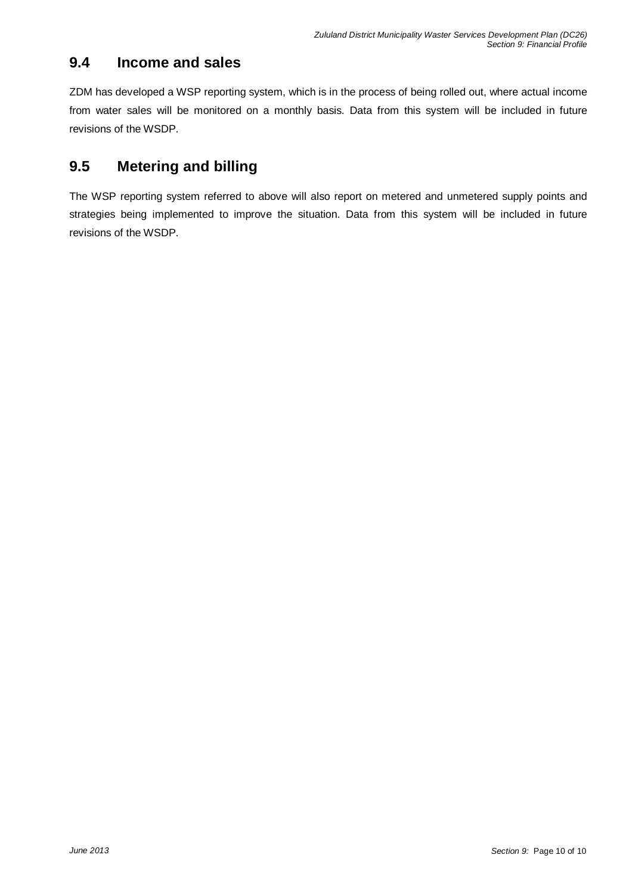## 9.4 Income and sales

ZDM has developed a WSP reporting system, which is in the process of being rolled out, where actual income from water sales will be monitored on a monthly basis. Data from this system will be included in future revisions of the WSDP.

## 9.5 Metering and billing

The WSP reporting system referred to above will also report on metered and unmetered supply points and strategies being implemented to improve the situation. Data from this system will be included in future revisions of the WSDP.